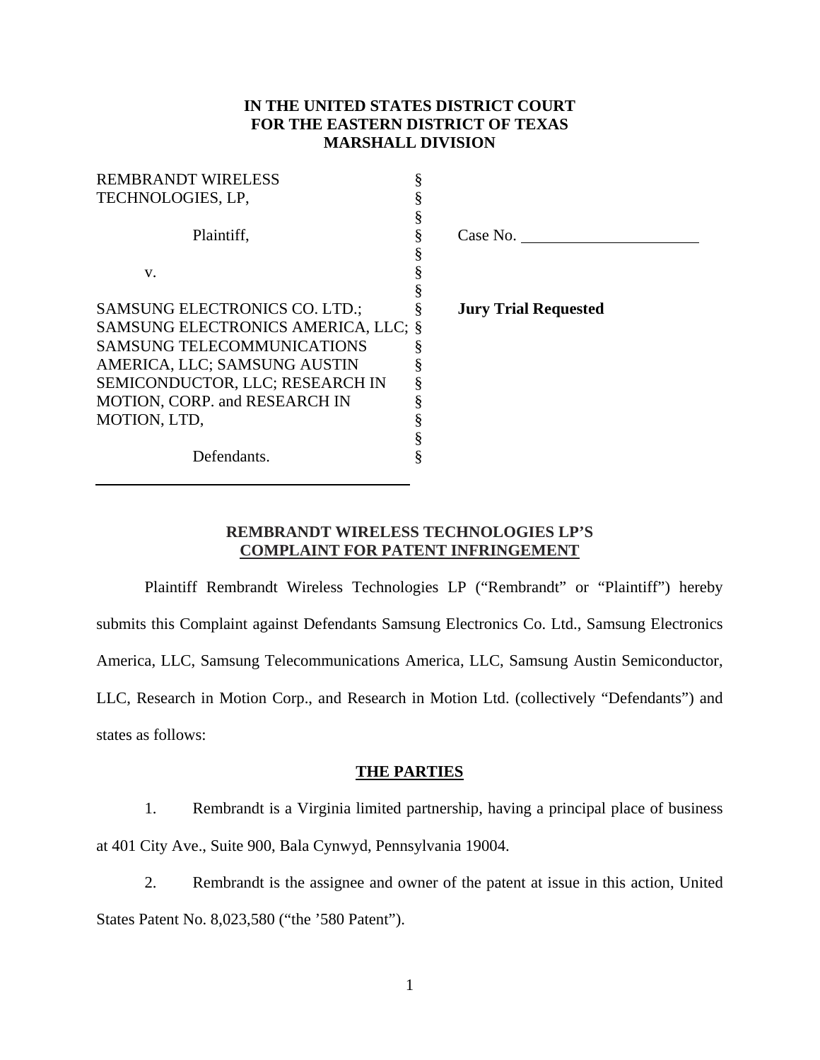**IN THE UNITED STATES DISTRICT COURT**
**FOR THE EASTERN DISTRICT OF TEXAS**
**MARSHALL DIVISION**

| | | |
|---|---|---|
| REMBRANDT WIRELESS TECHNOLOGIES, LP, | § | |
| | § | |
| Plaintiff, | § | Case No. \_\_\_\_\_\_\_\_\_\_\_\_\_\_\_\_ |
| | § | |
| v. | § | |
| | § | |
| SAMSUNG ELECTRONICS CO. LTD.; SAMSUNG ELECTRONICS AMERICA, LLC; SAMSUNG TELECOMMUNICATIONS AMERICA, LLC; SAMSUNG AUSTIN SEMICONDUCTOR, LLC; RESEARCH IN MOTION, CORP. and RESEARCH IN MOTION, LTD, | § | **Jury Trial Requested** |
| | § | |
| Defendants. | § | |

## REMBRANDT WIRELESS TECHNOLOGIES LP'S COMPLAINT FOR PATENT INFRINGEMENT

Plaintiff Rembrandt Wireless Technologies LP ("Rembrandt" or "Plaintiff") hereby submits this Complaint against Defendants Samsung Electronics Co. Ltd., Samsung Electronics America, LLC, Samsung Telecommunications America, LLC, Samsung Austin Semiconductor, LLC, Research in Motion Corp., and Research in Motion Ltd. (collectively "Defendants") and states as follows:

## THE PARTIES

1. Rembrandt is a Virginia limited partnership, having a principal place of business at 401 City Ave., Suite 900, Bala Cynwyd, Pennsylvania 19004.

2. Rembrandt is the assignee and owner of the patent at issue in this action, United States Patent No. 8,023,580 ("the '580 Patent").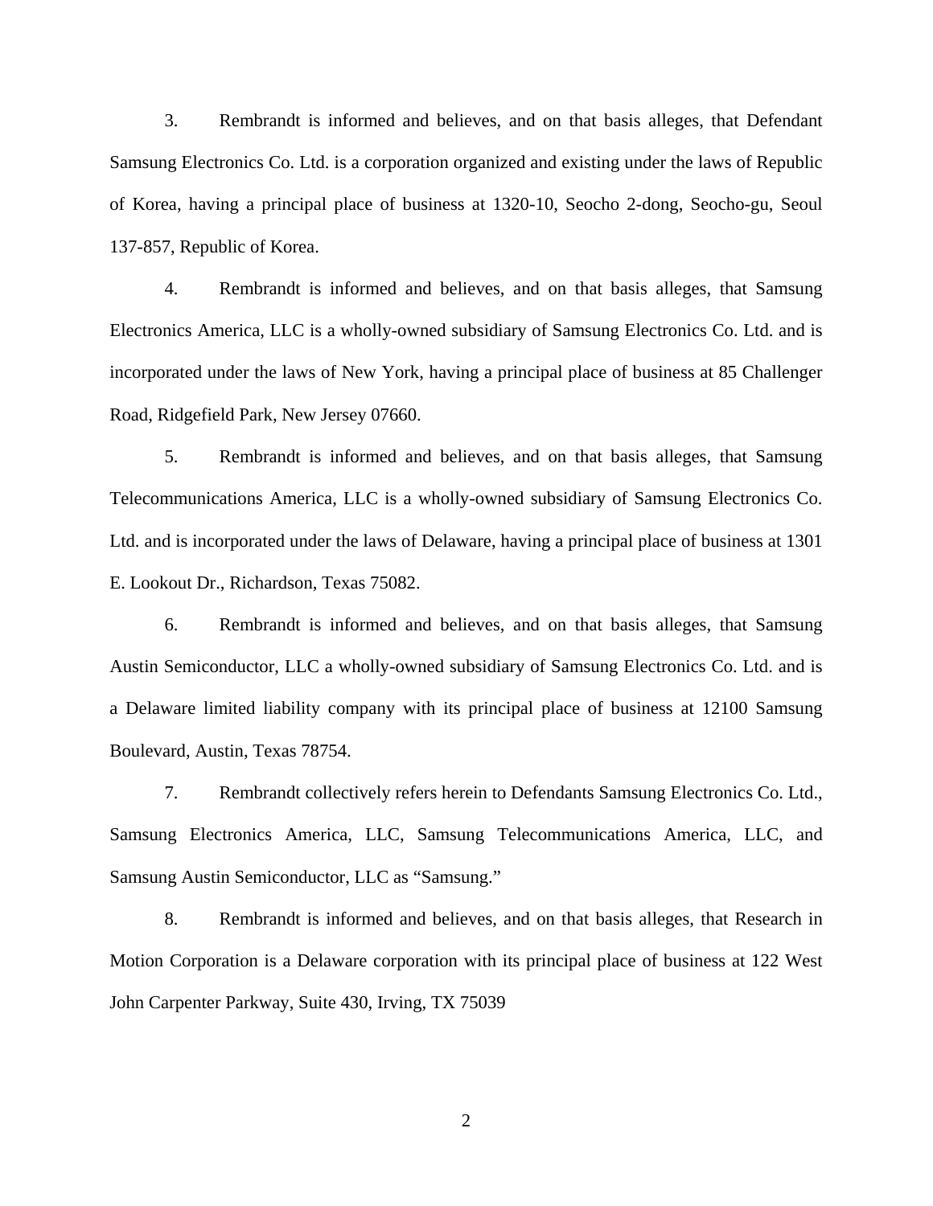3. Rembrandt is informed and believes, and on that basis alleges, that Defendant Samsung Electronics Co. Ltd. is a corporation organized and existing under the laws of Republic of Korea, having a principal place of business at 1320-10, Seocho 2-dong, Seocho-gu, Seoul 137-857, Republic of Korea.

4. Rembrandt is informed and believes, and on that basis alleges, that Samsung Electronics America, LLC is a wholly-owned subsidiary of Samsung Electronics Co. Ltd. and is incorporated under the laws of New York, having a principal place of business at 85 Challenger Road, Ridgefield Park, New Jersey 07660.

5. Rembrandt is informed and believes, and on that basis alleges, that Samsung Telecommunications America, LLC is a wholly-owned subsidiary of Samsung Electronics Co. Ltd. and is incorporated under the laws of Delaware, having a principal place of business at 1301 E. Lookout Dr., Richardson, Texas 75082.

6. Rembrandt is informed and believes, and on that basis alleges, that Samsung Austin Semiconductor, LLC a wholly-owned subsidiary of Samsung Electronics Co. Ltd. and is a Delaware limited liability company with its principal place of business at 12100 Samsung Boulevard, Austin, Texas 78754.

7. Rembrandt collectively refers herein to Defendants Samsung Electronics Co. Ltd., Samsung Electronics America, LLC, Samsung Telecommunications America, LLC, and Samsung Austin Semiconductor, LLC as "Samsung."

8. Rembrandt is informed and believes, and on that basis alleges, that Research in Motion Corporation is a Delaware corporation with its principal place of business at 122 West John Carpenter Parkway, Suite 430, Irving, TX 75039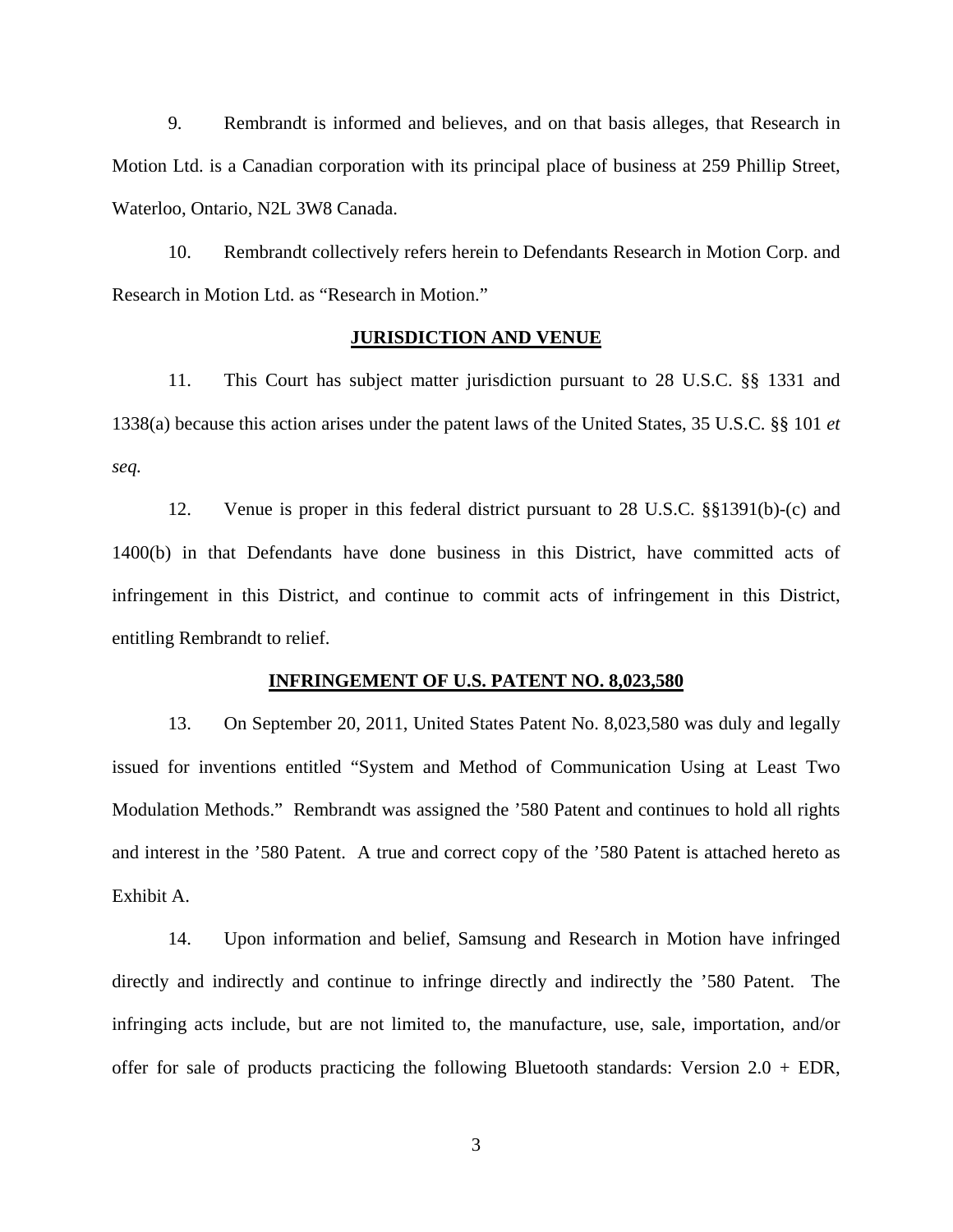9. Rembrandt is informed and believes, and on that basis alleges, that Research in Motion Ltd. is a Canadian corporation with its principal place of business at 259 Phillip Street, Waterloo, Ontario, N2L 3W8 Canada.

10. Rembrandt collectively refers herein to Defendants Research in Motion Corp. and Research in Motion Ltd. as "Research in Motion."

## JURISDICTION AND VENUE

11. This Court has subject matter jurisdiction pursuant to 28 U.S.C. §§ 1331 and 1338(a) because this action arises under the patent laws of the United States, 35 U.S.C. §§ 101 *et seq.*

12. Venue is proper in this federal district pursuant to 28 U.S.C. §§1391(b)-(c) and 1400(b) in that Defendants have done business in this District, have committed acts of infringement in this District, and continue to commit acts of infringement in this District, entitling Rembrandt to relief.

## INFRINGEMENT OF U.S. PATENT NO. 8,023,580

13. On September 20, 2011, United States Patent No. 8,023,580 was duly and legally issued for inventions entitled "System and Method of Communication Using at Least Two Modulation Methods." Rembrandt was assigned the '580 Patent and continues to hold all rights and interest in the '580 Patent. A true and correct copy of the '580 Patent is attached hereto as Exhibit A.

14. Upon information and belief, Samsung and Research in Motion have infringed directly and indirectly and continue to infringe directly and indirectly the '580 Patent. The infringing acts include, but are not limited to, the manufacture, use, sale, importation, and/or offer for sale of products practicing the following Bluetooth standards: Version 2.0 + EDR,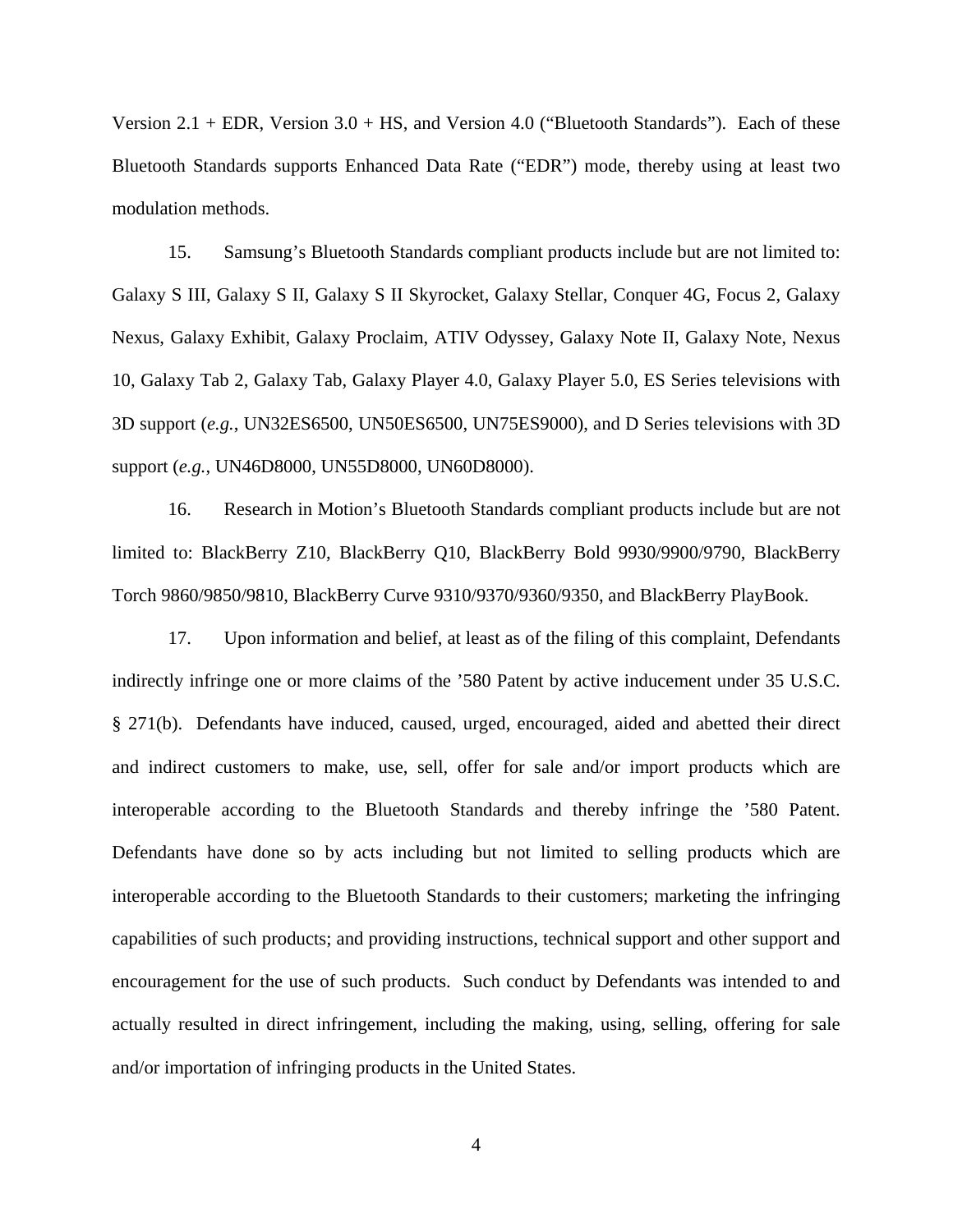Version 2.1 + EDR, Version 3.0 + HS, and Version 4.0 ("Bluetooth Standards"). Each of these Bluetooth Standards supports Enhanced Data Rate ("EDR") mode, thereby using at least two modulation methods.

15. Samsung's Bluetooth Standards compliant products include but are not limited to: Galaxy S III, Galaxy S II, Galaxy S II Skyrocket, Galaxy Stellar, Conquer 4G, Focus 2, Galaxy Nexus, Galaxy Exhibit, Galaxy Proclaim, ATIV Odyssey, Galaxy Note II, Galaxy Note, Nexus 10, Galaxy Tab 2, Galaxy Tab, Galaxy Player 4.0, Galaxy Player 5.0, ES Series televisions with 3D support (*e.g.*, UN32ES6500, UN50ES6500, UN75ES9000), and D Series televisions with 3D support (*e.g.*, UN46D8000, UN55D8000, UN60D8000).

16. Research in Motion's Bluetooth Standards compliant products include but are not limited to: BlackBerry Z10, BlackBerry Q10, BlackBerry Bold 9930/9900/9790, BlackBerry Torch 9860/9850/9810, BlackBerry Curve 9310/9370/9360/9350, and BlackBerry PlayBook.

17. Upon information and belief, at least as of the filing of this complaint, Defendants indirectly infringe one or more claims of the '580 Patent by active inducement under 35 U.S.C. § 271(b). Defendants have induced, caused, urged, encouraged, aided and abetted their direct and indirect customers to make, use, sell, offer for sale and/or import products which are interoperable according to the Bluetooth Standards and thereby infringe the '580 Patent. Defendants have done so by acts including but not limited to selling products which are interoperable according to the Bluetooth Standards to their customers; marketing the infringing capabilities of such products; and providing instructions, technical support and other support and encouragement for the use of such products. Such conduct by Defendants was intended to and actually resulted in direct infringement, including the making, using, selling, offering for sale and/or importation of infringing products in the United States.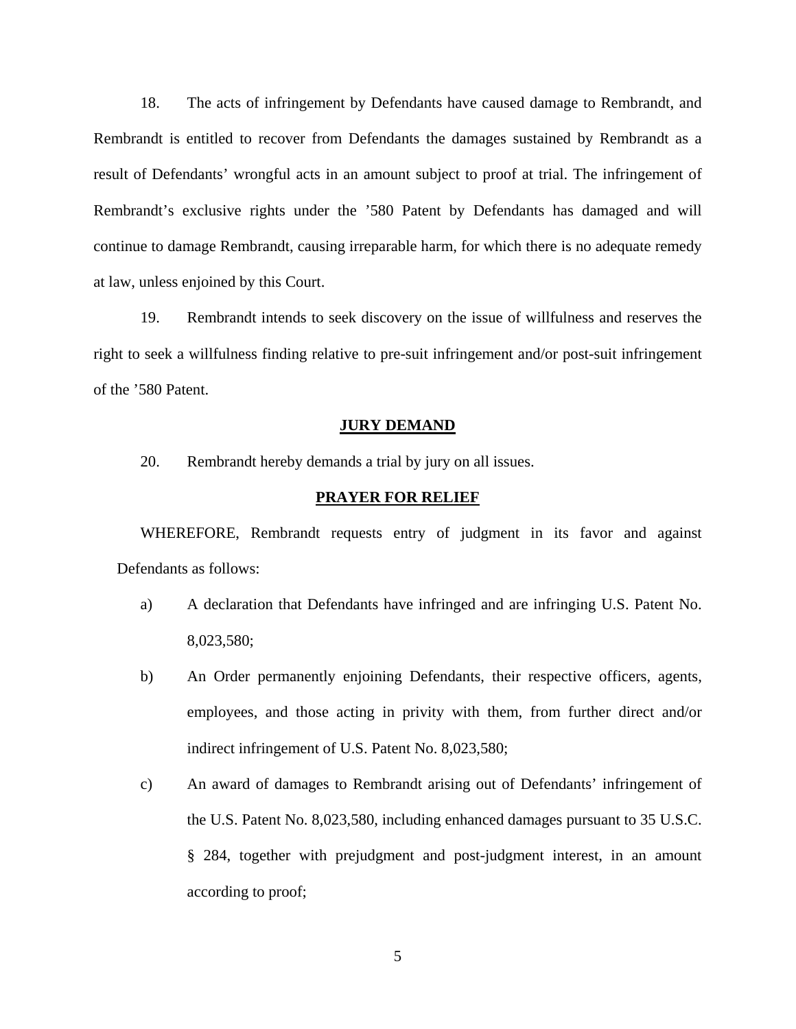18. The acts of infringement by Defendants have caused damage to Rembrandt, and Rembrandt is entitled to recover from Defendants the damages sustained by Rembrandt as a result of Defendants' wrongful acts in an amount subject to proof at trial. The infringement of Rembrandt's exclusive rights under the '580 Patent by Defendants has damaged and will continue to damage Rembrandt, causing irreparable harm, for which there is no adequate remedy at law, unless enjoined by this Court.

19. Rembrandt intends to seek discovery on the issue of willfulness and reserves the right to seek a willfulness finding relative to pre-suit infringement and/or post-suit infringement of the '580 Patent.

## JURY DEMAND

20. Rembrandt hereby demands a trial by jury on all issues.

## PRAYER FOR RELIEF

WHEREFORE, Rembrandt requests entry of judgment in its favor and against Defendants as follows:

a) A declaration that Defendants have infringed and are infringing U.S. Patent No. 8,023,580;

b) An Order permanently enjoining Defendants, their respective officers, agents, employees, and those acting in privity with them, from further direct and/or indirect infringement of U.S. Patent No. 8,023,580;

c) An award of damages to Rembrandt arising out of Defendants' infringement of the U.S. Patent No. 8,023,580, including enhanced damages pursuant to 35 U.S.C. § 284, together with prejudgment and post-judgment interest, in an amount according to proof;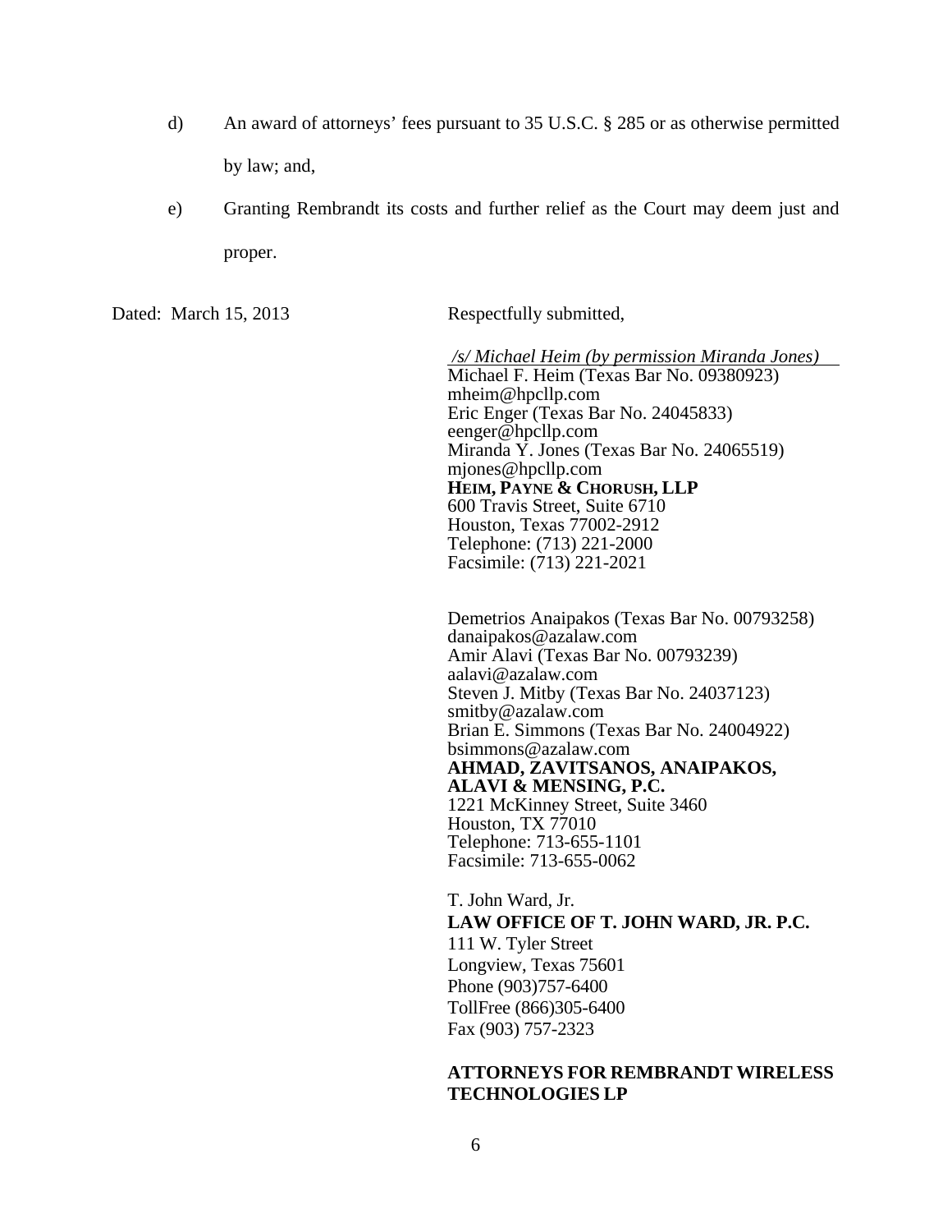d) An award of attorneys' fees pursuant to 35 U.S.C. § 285 or as otherwise permitted by law; and,

e) Granting Rembrandt its costs and further relief as the Court may deem just and proper.

Dated: March 15, 2013

Respectfully submitted,

*/s/ Michael Heim (by permission Miranda Jones)*
Michael F. Heim (Texas Bar No. 09380923)
mheim@hpcllp.com
Eric Enger (Texas Bar No. 24045833)
eenger@hpcllp.com
Miranda Y. Jones (Texas Bar No. 24065519)
mjones@hpcllp.com
**HEIM, PAYNE & CHORUSH, LLP**
600 Travis Street, Suite 6710
Houston, Texas 77002-2912
Telephone: (713) 221-2000
Facsimile: (713) 221-2021

Demetrios Anaipakos (Texas Bar No. 00793258)
danaipakos@azalaw.com
Amir Alavi (Texas Bar No. 00793239)
aalavi@azalaw.com
Steven J. Mitby (Texas Bar No. 24037123)
smitby@azalaw.com
Brian E. Simmons (Texas Bar No. 24004922)
bsimmons@azalaw.com
**AHMAD, ZAVITSANOS, ANAIPAKOS, ALAVI & MENSING, P.C.**
1221 McKinney Street, Suite 3460
Houston, TX 77010
Telephone: 713-655-1101
Facsimile: 713-655-0062

T. John Ward, Jr.
**LAW OFFICE OF T. JOHN WARD, JR. P.C.**
111 W. Tyler Street
Longview, Texas 75601
Phone (903)757-6400
TollFree (866)305-6400
Fax (903) 757-2323

**ATTORNEYS FOR REMBRANDT WIRELESS TECHNOLOGIES LP**